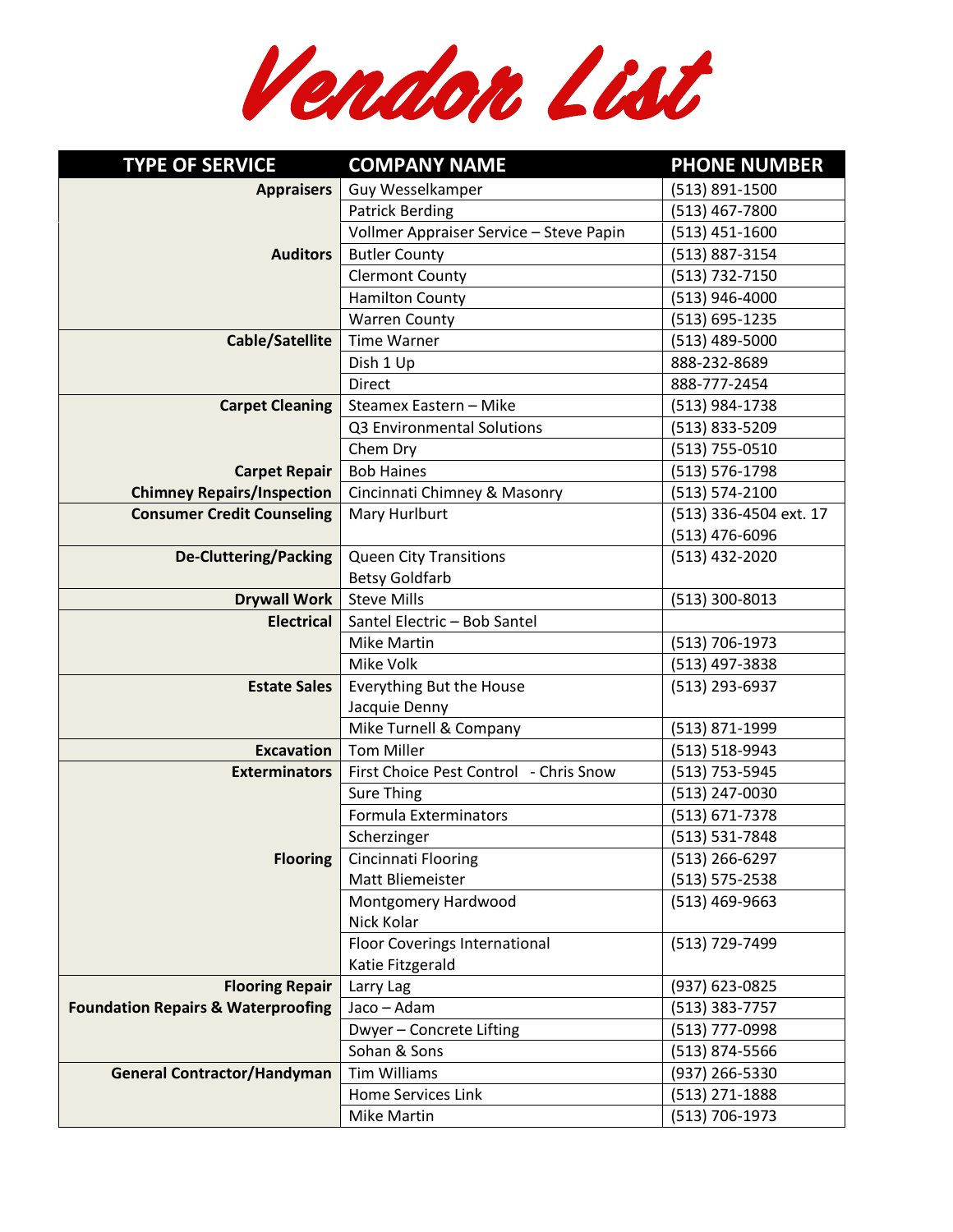# Vendor List

| TYPE OF SERVICE | COMPANY NAME | PHONE NUMBER |
|---|---|---|
| **Appraisers** | Guy Wesselkamper | (513) 891-1500 |
| | Patrick Berding | (513) 467-7800 |
| | Vollmer Appraiser Service – Steve Papin | (513) 451-1600 |
| **Auditors** | Butler County | (513) 887-3154 |
| | Clermont County | (513) 732-7150 |
| | Hamilton County | (513) 946-4000 |
| | Warren County | (513) 695-1235 |
| **Cable/Satellite** | Time Warner | (513) 489-5000 |
| | Dish 1 Up | 888-232-8689 |
| | Direct | 888-777-2454 |
| **Carpet Cleaning** | Steamex Eastern – Mike | (513) 984-1738 |
| | Q3 Environmental Solutions | (513) 833-5209 |
| | Chem Dry | (513) 755-0510 |
| **Carpet Repair** | Bob Haines | (513) 576-1798 |
| **Chimney Repairs/Inspection** | Cincinnati Chimney & Masonry | (513) 574-2100 |
| **Consumer Credit Counseling** | Mary Hurlburt | (513) 336-4504 ext. 17<br>(513) 476-6096 |
| **De-Cluttering/Packing** | Queen City Transitions<br>Betsy Goldfarb | (513) 432-2020 |
| **Drywall Work** | Steve Mills | (513) 300-8013 |
| **Electrical** | Santel Electric – Bob Santel | |
| | Mike Martin | (513) 706-1973 |
| | Mike Volk | (513) 497-3838 |
| **Estate Sales** | Everything But the House<br>Jacquie Denny | (513) 293-6937 |
| | Mike Turnell & Company | (513) 871-1999 |
| **Excavation** | Tom Miller | (513) 518-9943 |
| **Exterminators** | First Choice Pest Control - Chris Snow | (513) 753-5945 |
| | Sure Thing | (513) 247-0030 |
| | Formula Exterminators | (513) 671-7378 |
| | Scherzinger | (513) 531-7848 |
| **Flooring** | Cincinnati Flooring<br>Matt Bliemeister | (513) 266-6297<br>(513) 575-2538 |
| | Montgomery Hardwood<br>Nick Kolar | (513) 469-9663 |
| | Floor Coverings International<br>Katie Fitzgerald | (513) 729-7499 |
| **Flooring Repair** | Larry Lag | (937) 623-0825 |
| **Foundation Repairs & Waterproofing** | Jaco – Adam | (513) 383-7757 |
| | Dwyer – Concrete Lifting | (513) 777-0998 |
| | Sohan & Sons | (513) 874-5566 |
| **General Contractor/Handyman** | Tim Williams | (937) 266-5330 |
| | Home Services Link | (513) 271-1888 |
| | Mike Martin | (513) 706-1973 |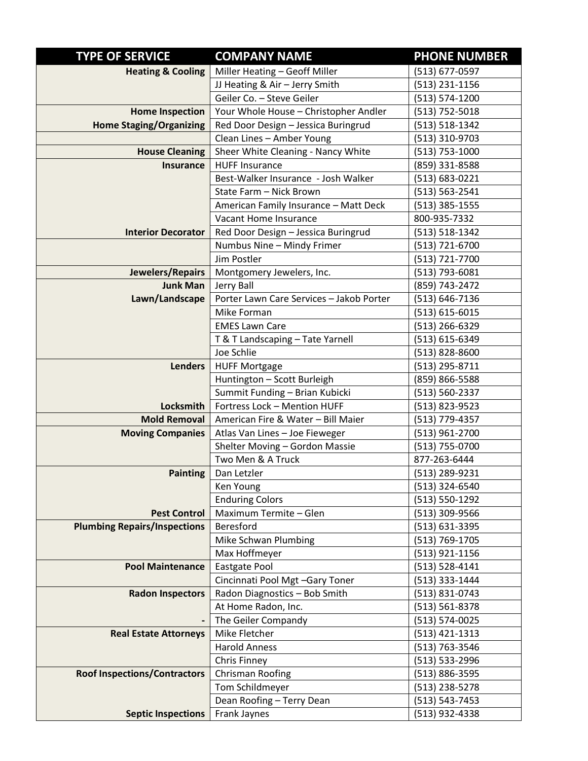| TYPE OF SERVICE | COMPANY NAME | PHONE NUMBER |
| --- | --- | --- |
| **Heating & Cooling** | Miller Heating – Geoff Miller | (513) 677-0597 |
| | JJ Heating & Air – Jerry Smith | (513) 231-1156 |
| | Geiler Co. – Steve Geiler | (513) 574-1200 |
| **Home Inspection** | Your Whole House – Christopher Andler | (513) 752-5018 |
| **Home Staging/Organizing** | Red Door Design – Jessica Buringrud | (513) 518-1342 |
| | Clean Lines – Amber Young | (513) 310-9703 |
| **House Cleaning** | Sheer White Cleaning - Nancy White | (513) 753-1000 |
| **Insurance** | HUFF Insurance | (859) 331-8588 |
| | Best-Walker Insurance - Josh Walker | (513) 683-0221 |
| | State Farm – Nick Brown | (513) 563-2541 |
| | American Family Insurance – Matt Deck | (513) 385-1555 |
| | Vacant Home Insurance | 800-935-7332 |
| **Interior Decorator** | Red Door Design – Jessica Buringrud | (513) 518-1342 |
| | Numbus Nine – Mindy Frimer | (513) 721-6700 |
| | Jim Postler | (513) 721-7700 |
| **Jewelers/Repairs** | Montgomery Jewelers, Inc. | (513) 793-6081 |
| **Junk Man** | Jerry Ball | (859) 743-2472 |
| **Lawn/Landscape** | Porter Lawn Care Services – Jakob Porter | (513) 646-7136 |
| | Mike Forman | (513) 615-6015 |
| | EMES Lawn Care | (513) 266-6329 |
| | T & T Landscaping – Tate Yarnell | (513) 615-6349 |
| | Joe Schlie | (513) 828-8600 |
| **Lenders** | HUFF Mortgage | (513) 295-8711 |
| | Huntington – Scott Burleigh | (859) 866-5588 |
| | Summit Funding – Brian Kubicki | (513) 560-2337 |
| **Locksmith** | Fortress Lock – Mention HUFF | (513) 823-9523 |
| **Mold Removal** | American Fire & Water – Bill Maier | (513) 779-4357 |
| **Moving Companies** | Atlas Van Lines – Joe Fieweger | (513) 961-2700 |
| | Shelter Moving – Gordon Massie | (513) 755-0700 |
| | Two Men & A Truck | 877-263-6444 |
| **Painting** | Dan Letzler | (513) 289-9231 |
| | Ken Young | (513) 324-6540 |
| | Enduring Colors | (513) 550-1292 |
| **Pest Control** | Maximum Termite – Glen | (513) 309-9566 |
| **Plumbing Repairs/Inspections** | Beresford | (513) 631-3395 |
| | Mike Schwan Plumbing | (513) 769-1705 |
| | Max Hoffmeyer | (513) 921-1156 |
| **Pool Maintenance** | Eastgate Pool | (513) 528-4141 |
| | Cincinnati Pool Mgt –Gary Toner | (513) 333-1444 |
| **Radon Inspectors** | Radon Diagnostics – Bob Smith | (513) 831-0743 |
| | At Home Radon, Inc. | (513) 561-8378 |
| **-** | The Geiler Compandy | (513) 574-0025 |
| **Real Estate Attorneys** | Mike Fletcher | (513) 421-1313 |
| | Harold Anness | (513) 763-3546 |
| | Chris Finney | (513) 533-2996 |
| **Roof Inspections/Contractors** | Chrisman Roofing | (513) 886-3595 |
| | Tom Schildmeyer | (513) 238-5278 |
| | Dean Roofing – Terry Dean | (513) 543-7453 |
| **Septic Inspections** | Frank Jaynes | (513) 932-4338 |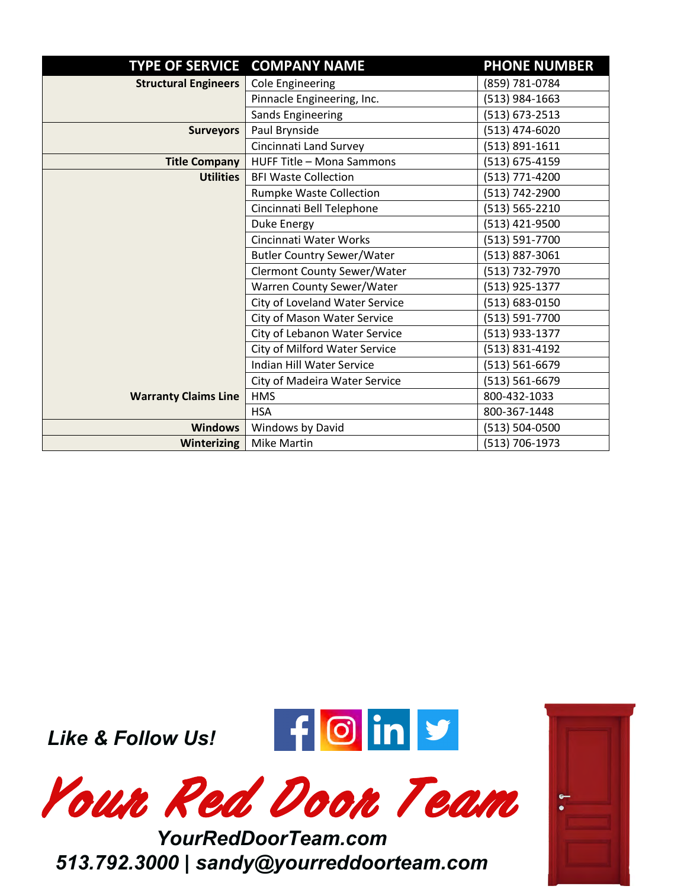| TYPE OF SERVICE | COMPANY NAME | PHONE NUMBER |
|---|---|---|
| **Structural Engineers** | Cole Engineering | (859) 781-0784 |
| | Pinnacle Engineering, Inc. | (513) 984-1663 |
| | Sands Engineering | (513) 673-2513 |
| **Surveyors** | Paul Brynside | (513) 474-6020 |
| | Cincinnati Land Survey | (513) 891-1611 |
| **Title Company** | HUFF Title – Mona Sammons | (513) 675-4159 |
| **Utilities** | BFI Waste Collection | (513) 771-4200 |
| | Rumpke Waste Collection | (513) 742-2900 |
| | Cincinnati Bell Telephone | (513) 565-2210 |
| | Duke Energy | (513) 421-9500 |
| | Cincinnati Water Works | (513) 591-7700 |
| | Butler Country Sewer/Water | (513) 887-3061 |
| | Clermont County Sewer/Water | (513) 732-7970 |
| | Warren County Sewer/Water | (513) 925-1377 |
| | City of Loveland Water Service | (513) 683-0150 |
| | City of Mason Water Service | (513) 591-7700 |
| | City of Lebanon Water Service | (513) 933-1377 |
| | City of Milford Water Service | (513) 831-4192 |
| | Indian Hill Water Service | (513) 561-6679 |
| | City of Madeira Water Service | (513) 561-6679 |
| **Warranty Claims Line** | HMS | 800-432-1033 |
| | HSA | 800-367-1448 |
| **Windows** | Windows by David | (513) 504-0500 |
| **Winterizing** | Mike Martin | (513) 706-1973 |

***Like & Follow Us!***

# Your Red Door Team

***YourRedDoorTeam.com***

***513.792.3000 | sandy@yourreddoorteam.com***